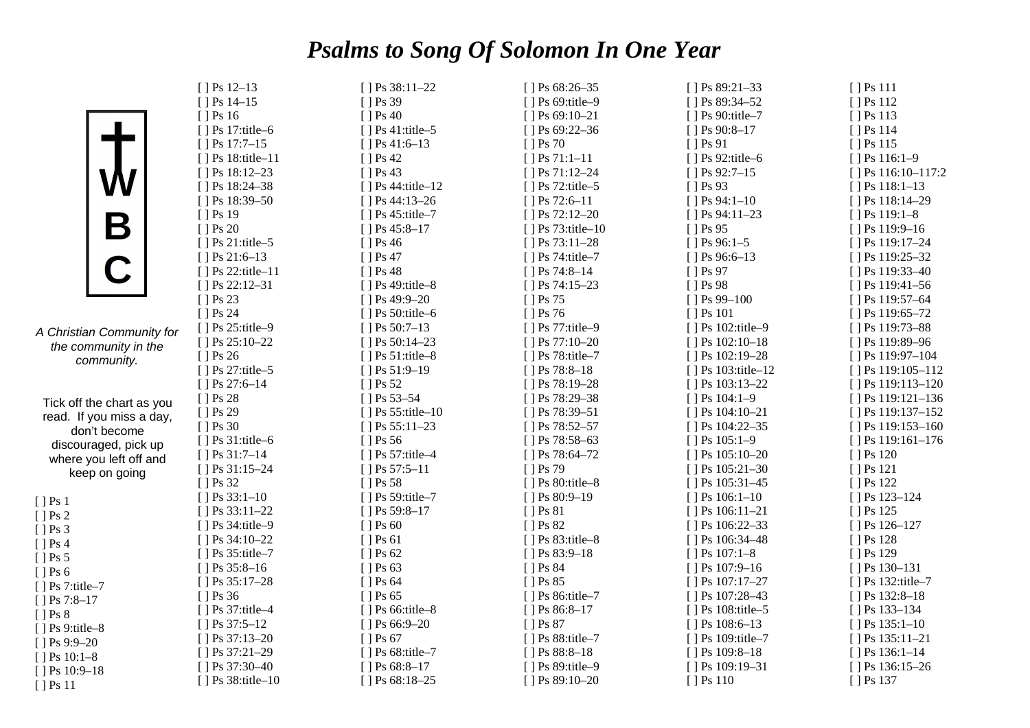# *Psalms to Song Of Solomon In One Year*

W
B
C

*A Christian Community for the community in the community.*

Tick off the chart as you read. If you miss a day, don't become discouraged, pick up where you left off and keep on going

[ ] Ps 1
[ ] Ps 2
[ ] Ps 3
[ ] Ps 4
[ ] Ps 5
[ ] Ps 6
[ ] Ps 7:title–7
[ ] Ps 7:8–17
[ ] Ps 8
[ ] Ps 9:title–8
[ ] Ps 9:9–20
[ ] Ps 10:1–8
[ ] Ps 10:9–18
[ ] Ps 11

[ ] Ps 12–13
[ ] Ps 14–15
[ ] Ps 16
[ ] Ps 17:title–6
[ ] Ps 17:7–15
[ ] Ps 18:title–11
[ ] Ps 18:12–23
[ ] Ps 18:24–38
[ ] Ps 18:39–50
[ ] Ps 19
[ ] Ps 20
[ ] Ps 21:title–5
[ ] Ps 21:6–13
[ ] Ps 22:title–11
[ ] Ps 22:12–31
[ ] Ps 23
[ ] Ps 24
[ ] Ps 25:title–9
[ ] Ps 25:10–22
[ ] Ps 26
[ ] Ps 27:title–5
[ ] Ps 27:6–14
[ ] Ps 28
[ ] Ps 29
[ ] Ps 30
[ ] Ps 31:title–6
[ ] Ps 31:7–14
[ ] Ps 31:15–24
[ ] Ps 32
[ ] Ps 33:1–10
[ ] Ps 33:11–22
[ ] Ps 34:title–9
[ ] Ps 34:10–22
[ ] Ps 35:title–7
[ ] Ps 35:8–16
[ ] Ps 35:17–28
[ ] Ps 36
[ ] Ps 37:title–4
[ ] Ps 37:5–12
[ ] Ps 37:13–20
[ ] Ps 37:21–29
[ ] Ps 37:30–40
[ ] Ps 38:title–10

[ ] Ps 38:11–22
[ ] Ps 39
[ ] Ps 40
[ ] Ps 41:title–5
[ ] Ps 41:6–13
[ ] Ps 42
[ ] Ps 43
[ ] Ps 44:title–12
[ ] Ps 44:13–26
[ ] Ps 45:title–7
[ ] Ps 45:8–17
[ ] Ps 46
[ ] Ps 47
[ ] Ps 48
[ ] Ps 49:title–8
[ ] Ps 49:9–20
[ ] Ps 50:title–6
[ ] Ps 50:7–13
[ ] Ps 50:14–23
[ ] Ps 51:title–8
[ ] Ps 51:9–19
[ ] Ps 52
[ ] Ps 53–54
[ ] Ps 55:title–10
[ ] Ps 55:11–23
[ ] Ps 56
[ ] Ps 57:title–4
[ ] Ps 57:5–11
[ ] Ps 58
[ ] Ps 59:title–7
[ ] Ps 59:8–17
[ ] Ps 60
[ ] Ps 61
[ ] Ps 62
[ ] Ps 63
[ ] Ps 64
[ ] Ps 65
[ ] Ps 66:title–8
[ ] Ps 66:9–20
[ ] Ps 67
[ ] Ps 68:title–7
[ ] Ps 68:8–17
[ ] Ps 68:18–25

[ ] Ps 68:26–35
[ ] Ps 69:title–9
[ ] Ps 69:10–21
[ ] Ps 69:22–36
[ ] Ps 70
[ ] Ps 71:1–11
[ ] Ps 71:12–24
[ ] Ps 72:title–5
[ ] Ps 72:6–11
[ ] Ps 72:12–20
[ ] Ps 73:title–10
[ ] Ps 73:11–28
[ ] Ps 74:title–7
[ ] Ps 74:8–14
[ ] Ps 74:15–23
[ ] Ps 75
[ ] Ps 76
[ ] Ps 77:title–9
[ ] Ps 77:10–20
[ ] Ps 78:title–7
[ ] Ps 78:8–18
[ ] Ps 78:19–28
[ ] Ps 78:29–38
[ ] Ps 78:39–51
[ ] Ps 78:52–57
[ ] Ps 78:58–63
[ ] Ps 78:64–72
[ ] Ps 79
[ ] Ps 80:title–8
[ ] Ps 80:9–19
[ ] Ps 81
[ ] Ps 82
[ ] Ps 83:title–8
[ ] Ps 83:9–18
[ ] Ps 84
[ ] Ps 85
[ ] Ps 86:title–7
[ ] Ps 86:8–17
[ ] Ps 87
[ ] Ps 88:title–7
[ ] Ps 88:8–18
[ ] Ps 89:title–9
[ ] Ps 89:10–20

[ ] Ps 89:21–33
[ ] Ps 89:34–52
[ ] Ps 90:title–7
[ ] Ps 90:8–17
[ ] Ps 91
[ ] Ps 92:title–6
[ ] Ps 92:7–15
[ ] Ps 93
[ ] Ps 94:1–10
[ ] Ps 94:11–23
[ ] Ps 95
[ ] Ps 96:1–5
[ ] Ps 96:6–13
[ ] Ps 97
[ ] Ps 98
[ ] Ps 99–100
[ ] Ps 101
[ ] Ps 102:title–9
[ ] Ps 102:10–18
[ ] Ps 102:19–28
[ ] Ps 103:title–12
[ ] Ps 103:13–22
[ ] Ps 104:1–9
[ ] Ps 104:10–21
[ ] Ps 104:22–35
[ ] Ps 105:1–9
[ ] Ps 105:10–20
[ ] Ps 105:21–30
[ ] Ps 105:31–45
[ ] Ps 106:1–10
[ ] Ps 106:11–21
[ ] Ps 106:22–33
[ ] Ps 106:34–48
[ ] Ps 107:1–8
[ ] Ps 107:9–16
[ ] Ps 107:17–27
[ ] Ps 107:28–43
[ ] Ps 108:title–5
[ ] Ps 108:6–13
[ ] Ps 109:title–7
[ ] Ps 109:8–18
[ ] Ps 109:19–31
[ ] Ps 110

[ ] Ps 111
[ ] Ps 112
[ ] Ps 113
[ ] Ps 114
[ ] Ps 115
[ ] Ps 116:1–9
[ ] Ps 116:10–117:2
[ ] Ps 118:1–13
[ ] Ps 118:14–29
[ ] Ps 119:1–8
[ ] Ps 119:9–16
[ ] Ps 119:17–24
[ ] Ps 119:25–32
[ ] Ps 119:33–40
[ ] Ps 119:41–56
[ ] Ps 119:57–64
[ ] Ps 119:65–72
[ ] Ps 119:73–88
[ ] Ps 119:89–96
[ ] Ps 119:97–104
[ ] Ps 119:105–112
[ ] Ps 119:113–120
[ ] Ps 119:121–136
[ ] Ps 119:137–152
[ ] Ps 119:153–160
[ ] Ps 119:161–176
[ ] Ps 120
[ ] Ps 121
[ ] Ps 122
[ ] Ps 123–124
[ ] Ps 125
[ ] Ps 126–127
[ ] Ps 128
[ ] Ps 129
[ ] Ps 130–131
[ ] Ps 132:title–7
[ ] Ps 132:8–18
[ ] Ps 133–134
[ ] Ps 135:1–10
[ ] Ps 135:11–21
[ ] Ps 136:1–14
[ ] Ps 136:15–26
[ ] Ps 137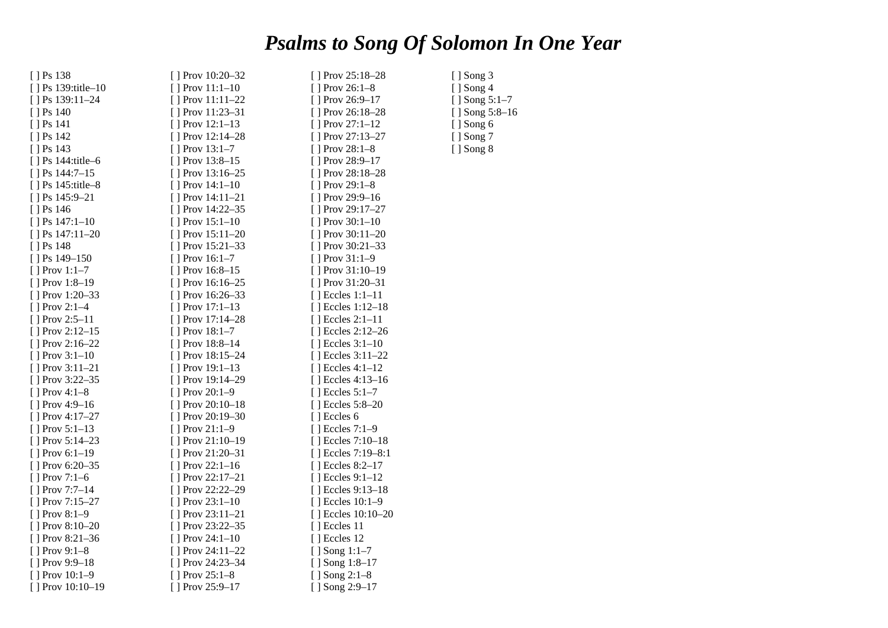# *Psalms to Song Of Solomon In One Year*

[ ] Ps 138
[ ] Ps 139:title–10
[ ] Ps 139:11–24
[ ] Ps 140
[ ] Ps 141
[ ] Ps 142
[ ] Ps 143
[ ] Ps 144:title–6
[ ] Ps 144:7–15
[ ] Ps 145:title–8
[ ] Ps 145:9–21
[ ] Ps 146
[ ] Ps 147:1–10
[ ] Ps 147:11–20
[ ] Ps 148
[ ] Ps 149–150
[ ] Prov 1:1–7
[ ] Prov 1:8–19
[ ] Prov 1:20–33
[ ] Prov 2:1–4
[ ] Prov 2:5–11
[ ] Prov 2:12–15
[ ] Prov 2:16–22
[ ] Prov 3:1–10
[ ] Prov 3:11–21
[ ] Prov 3:22–35
[ ] Prov 4:1–8
[ ] Prov 4:9–16
[ ] Prov 4:17–27
[ ] Prov 5:1–13
[ ] Prov 5:14–23
[ ] Prov 6:1–19
[ ] Prov 6:20–35
[ ] Prov 7:1–6
[ ] Prov 7:7–14
[ ] Prov 7:15–27
[ ] Prov 8:1–9
[ ] Prov 8:10–20
[ ] Prov 8:21–36
[ ] Prov 9:1–8
[ ] Prov 9:9–18
[ ] Prov 10:1–9
[ ] Prov 10:10–19
[ ] Prov 10:20–32
[ ] Prov 11:1–10
[ ] Prov 11:11–22
[ ] Prov 11:23–31
[ ] Prov 12:1–13
[ ] Prov 12:14–28
[ ] Prov 13:1–7
[ ] Prov 13:8–15
[ ] Prov 13:16–25
[ ] Prov 14:1–10
[ ] Prov 14:11–21
[ ] Prov 14:22–35
[ ] Prov 15:1–10
[ ] Prov 15:11–20
[ ] Prov 15:21–33
[ ] Prov 16:1–7
[ ] Prov 16:8–15
[ ] Prov 16:16–25
[ ] Prov 16:26–33
[ ] Prov 17:1–13
[ ] Prov 17:14–28
[ ] Prov 18:1–7
[ ] Prov 18:8–14
[ ] Prov 18:15–24
[ ] Prov 19:1–13
[ ] Prov 19:14–29
[ ] Prov 20:1–9
[ ] Prov 20:10–18
[ ] Prov 20:19–30
[ ] Prov 21:1–9
[ ] Prov 21:10–19
[ ] Prov 21:20–31
[ ] Prov 22:1–16
[ ] Prov 22:17–21
[ ] Prov 22:22–29
[ ] Prov 23:1–10
[ ] Prov 23:11–21
[ ] Prov 23:22–35
[ ] Prov 24:1–10
[ ] Prov 24:11–22
[ ] Prov 24:23–34
[ ] Prov 25:1–8
[ ] Prov 25:9–17
[ ] Prov 25:18–28
[ ] Prov 26:1–8
[ ] Prov 26:9–17
[ ] Prov 26:18–28
[ ] Prov 27:1–12
[ ] Prov 27:13–27
[ ] Prov 28:1–8
[ ] Prov 28:9–17
[ ] Prov 28:18–28
[ ] Prov 29:1–8
[ ] Prov 29:9–16
[ ] Prov 29:17–27
[ ] Prov 30:1–10
[ ] Prov 30:11–20
[ ] Prov 30:21–33
[ ] Prov 31:1–9
[ ] Prov 31:10–19
[ ] Prov 31:20–31
[ ] Eccles 1:1–11
[ ] Eccles 1:12–18
[ ] Eccles 2:1–11
[ ] Eccles 2:12–26
[ ] Eccles 3:1–10
[ ] Eccles 3:11–22
[ ] Eccles 4:1–12
[ ] Eccles 4:13–16
[ ] Eccles 5:1–7
[ ] Eccles 5:8–20
[ ] Eccles 6
[ ] Eccles 7:1–9
[ ] Eccles 7:10–18
[ ] Eccles 7:19–8:1
[ ] Eccles 8:2–17
[ ] Eccles 9:1–12
[ ] Eccles 9:13–18
[ ] Eccles 10:1–9
[ ] Eccles 10:10–20
[ ] Eccles 11
[ ] Eccles 12
[ ] Song 1:1–7
[ ] Song 1:8–17
[ ] Song 2:1–8
[ ] Song 2:9–17
[ ] Song 3
[ ] Song 4
[ ] Song 5:1–7
[ ] Song 5:8–16
[ ] Song 6
[ ] Song 7
[ ] Song 8